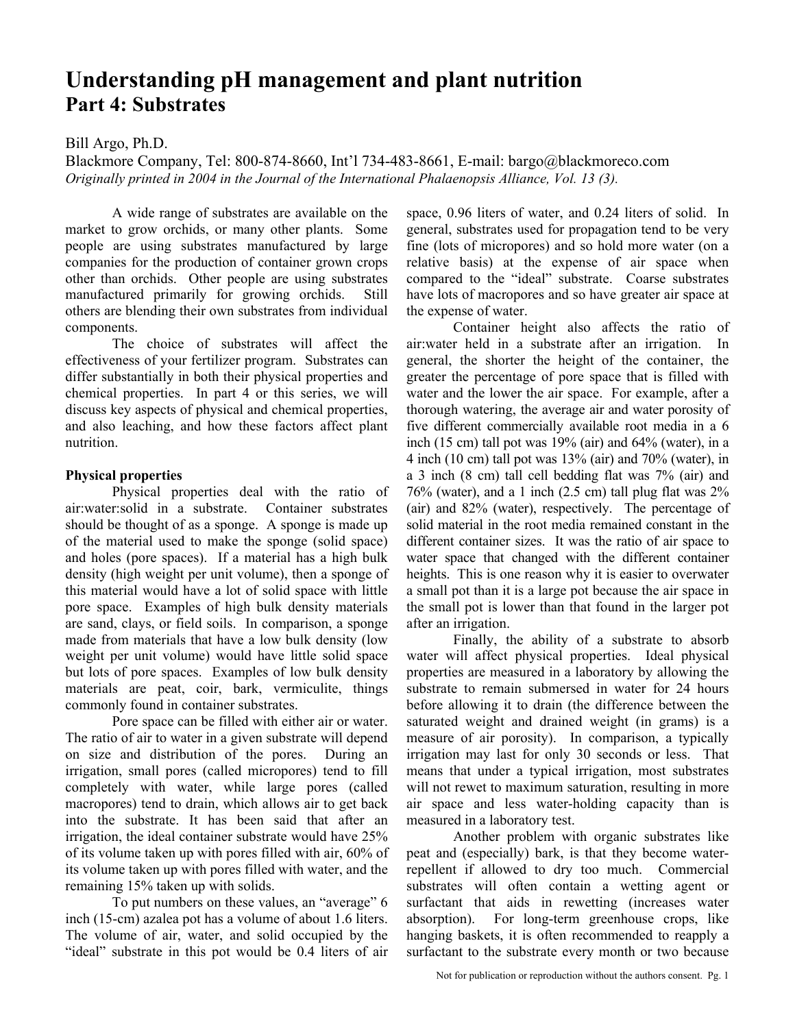# Understanding pH management and plant nutrition
## Part 4: Substrates

Bill Argo, Ph.D.
Blackmore Company, Tel: 800-874-8660, Int'l 734-483-8661, E-mail: bargo@blackmoreco.com
*Originally printed in 2004 in the Journal of the International Phalaenopsis Alliance, Vol. 13 (3).*

A wide range of substrates are available on the market to grow orchids, or many other plants. Some people are using substrates manufactured by large companies for the production of container grown crops other than orchids. Other people are using substrates manufactured primarily for growing orchids. Still others are blending their own substrates from individual components.

The choice of substrates will affect the effectiveness of your fertilizer program. Substrates can differ substantially in both their physical properties and chemical properties. In part 4 or this series, we will discuss key aspects of physical and chemical properties, and also leaching, and how these factors affect plant nutrition.

**Physical properties**

Physical properties deal with the ratio of air:water:solid in a substrate. Container substrates should be thought of as a sponge. A sponge is made up of the material used to make the sponge (solid space) and holes (pore spaces). If a material has a high bulk density (high weight per unit volume), then a sponge of this material would have a lot of solid space with little pore space. Examples of high bulk density materials are sand, clays, or field soils. In comparison, a sponge made from materials that have a low bulk density (low weight per unit volume) would have little solid space but lots of pore spaces. Examples of low bulk density materials are peat, coir, bark, vermiculite, things commonly found in container substrates.

Pore space can be filled with either air or water. The ratio of air to water in a given substrate will depend on size and distribution of the pores. During an irrigation, small pores (called micropores) tend to fill completely with water, while large pores (called macropores) tend to drain, which allows air to get back into the substrate. It has been said that after an irrigation, the ideal container substrate would have 25% of its volume taken up with pores filled with air, 60% of its volume taken up with pores filled with water, and the remaining 15% taken up with solids.

To put numbers on these values, an "average" 6 inch (15-cm) azalea pot has a volume of about 1.6 liters. The volume of air, water, and solid occupied by the "ideal" substrate in this pot would be 0.4 liters of air space, 0.96 liters of water, and 0.24 liters of solid. In general, substrates used for propagation tend to be very fine (lots of micropores) and so hold more water (on a relative basis) at the expense of air space when compared to the "ideal" substrate. Coarse substrates have lots of macropores and so have greater air space at the expense of water.

Container height also affects the ratio of air:water held in a substrate after an irrigation. In general, the shorter the height of the container, the greater the percentage of pore space that is filled with water and the lower the air space. For example, after a thorough watering, the average air and water porosity of five different commercially available root media in a 6 inch (15 cm) tall pot was 19% (air) and 64% (water), in a 4 inch (10 cm) tall pot was 13% (air) and 70% (water), in a 3 inch (8 cm) tall cell bedding flat was 7% (air) and 76% (water), and a 1 inch (2.5 cm) tall plug flat was 2% (air) and 82% (water), respectively. The percentage of solid material in the root media remained constant in the different container sizes. It was the ratio of air space to water space that changed with the different container heights. This is one reason why it is easier to overwater a small pot than it is a large pot because the air space in the small pot is lower than that found in the larger pot after an irrigation.

Finally, the ability of a substrate to absorb water will affect physical properties. Ideal physical properties are measured in a laboratory by allowing the substrate to remain submersed in water for 24 hours before allowing it to drain (the difference between the saturated weight and drained weight (in grams) is a measure of air porosity). In comparison, a typically irrigation may last for only 30 seconds or less. That means that under a typical irrigation, most substrates will not rewet to maximum saturation, resulting in more air space and less water-holding capacity than is measured in a laboratory test.

Another problem with organic substrates like peat and (especially) bark, is that they become water-repellent if allowed to dry too much. Commercial substrates will often contain a wetting agent or surfactant that aids in rewetting (increases water absorption). For long-term greenhouse crops, like hanging baskets, it is often recommended to reapply a surfactant to the substrate every month or two because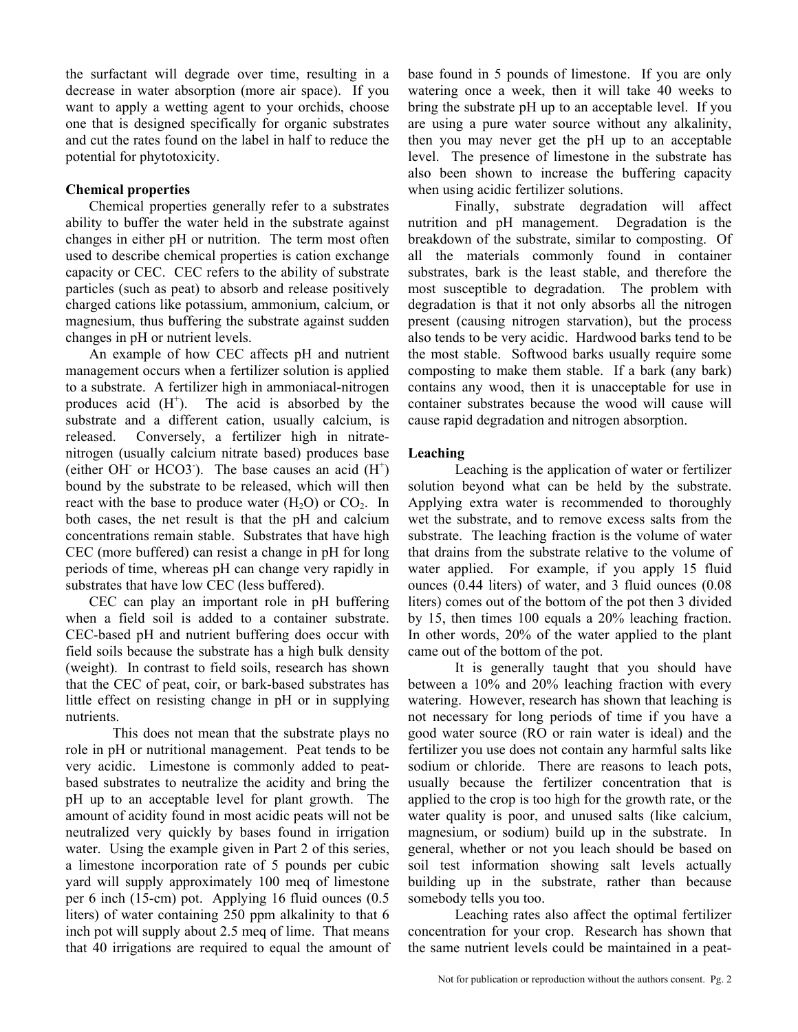the surfactant will degrade over time, resulting in a decrease in water absorption (more air space). If you want to apply a wetting agent to your orchids, choose one that is designed specifically for organic substrates and cut the rates found on the label in half to reduce the potential for phytotoxicity.

**Chemical properties**

Chemical properties generally refer to a substrates ability to buffer the water held in the substrate against changes in either pH or nutrition. The term most often used to describe chemical properties is cation exchange capacity or CEC. CEC refers to the ability of substrate particles (such as peat) to absorb and release positively charged cations like potassium, ammonium, calcium, or magnesium, thus buffering the substrate against sudden changes in pH or nutrient levels.

An example of how CEC affects pH and nutrient management occurs when a fertilizer solution is applied to a substrate. A fertilizer high in ammoniacal-nitrogen produces acid ($H^+$). The acid is absorbed by the substrate and a different cation, usually calcium, is released. Conversely, a fertilizer high in nitrate-nitrogen (usually calcium nitrate based) produces base (either $OH^-$ or $HCO3^-$). The base causes an acid ($H^+$) bound by the substrate to be released, which will then react with the base to produce water ($H_2O$) or $CO_2$. In both cases, the net result is that the pH and calcium concentrations remain stable. Substrates that have high CEC (more buffered) can resist a change in pH for long periods of time, whereas pH can change very rapidly in substrates that have low CEC (less buffered).

CEC can play an important role in pH buffering when a field soil is added to a container substrate. CEC-based pH and nutrient buffering does occur with field soils because the substrate has a high bulk density (weight). In contrast to field soils, research has shown that the CEC of peat, coir, or bark-based substrates has little effect on resisting change in pH or in supplying nutrients.

This does not mean that the substrate plays no role in pH or nutritional management. Peat tends to be very acidic. Limestone is commonly added to peat-based substrates to neutralize the acidity and bring the pH up to an acceptable level for plant growth. The amount of acidity found in most acidic peats will not be neutralized very quickly by bases found in irrigation water. Using the example given in Part 2 of this series, a limestone incorporation rate of 5 pounds per cubic yard will supply approximately 100 meq of limestone per 6 inch (15-cm) pot. Applying 16 fluid ounces (0.5 liters) of water containing 250 ppm alkalinity to that 6 inch pot will supply about 2.5 meq of lime. That means that 40 irrigations are required to equal the amount of base found in 5 pounds of limestone. If you are only watering once a week, then it will take 40 weeks to bring the substrate pH up to an acceptable level. If you are using a pure water source without any alkalinity, then you may never get the pH up to an acceptable level. The presence of limestone in the substrate has also been shown to increase the buffering capacity when using acidic fertilizer solutions.

Finally, substrate degradation will affect nutrition and pH management. Degradation is the breakdown of the substrate, similar to composting. Of all the materials commonly found in container substrates, bark is the least stable, and therefore the most susceptible to degradation. The problem with degradation is that it not only absorbs all the nitrogen present (causing nitrogen starvation), but the process also tends to be very acidic. Hardwood barks tend to be the most stable. Softwood barks usually require some composting to make them stable. If a bark (any bark) contains any wood, then it is unacceptable for use in container substrates because the wood will cause will cause rapid degradation and nitrogen absorption.

**Leaching**

Leaching is the application of water or fertilizer solution beyond what can be held by the substrate. Applying extra water is recommended to thoroughly wet the substrate, and to remove excess salts from the substrate. The leaching fraction is the volume of water that drains from the substrate relative to the volume of water applied. For example, if you apply 15 fluid ounces (0.44 liters) of water, and 3 fluid ounces (0.08 liters) comes out of the bottom of the pot then 3 divided by 15, then times 100 equals a 20% leaching fraction. In other words, 20% of the water applied to the plant came out of the bottom of the pot.

It is generally taught that you should have between a 10% and 20% leaching fraction with every watering. However, research has shown that leaching is not necessary for long periods of time if you have a good water source (RO or rain water is ideal) and the fertilizer you use does not contain any harmful salts like sodium or chloride. There are reasons to leach pots, usually because the fertilizer concentration that is applied to the crop is too high for the growth rate, or the water quality is poor, and unused salts (like calcium, magnesium, or sodium) build up in the substrate. In general, whether or not you leach should be based on soil test information showing salt levels actually building up in the substrate, rather than because somebody tells you too.

Leaching rates also affect the optimal fertilizer concentration for your crop. Research has shown that the same nutrient levels could be maintained in a peat-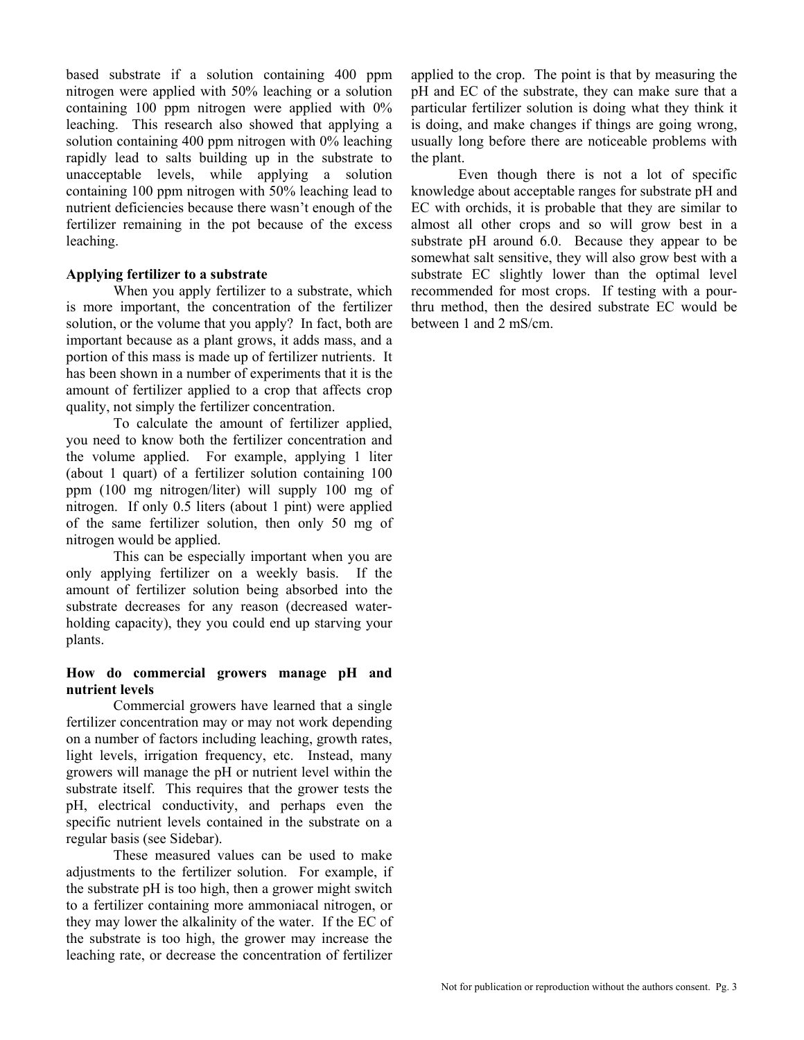based substrate if a solution containing 400 ppm nitrogen were applied with 50% leaching or a solution containing 100 ppm nitrogen were applied with 0% leaching. This research also showed that applying a solution containing 400 ppm nitrogen with 0% leaching rapidly lead to salts building up in the substrate to unacceptable levels, while applying a solution containing 100 ppm nitrogen with 50% leaching lead to nutrient deficiencies because there wasn't enough of the fertilizer remaining in the pot because of the excess leaching.

**Applying fertilizer to a substrate**

When you apply fertilizer to a substrate, which is more important, the concentration of the fertilizer solution, or the volume that you apply? In fact, both are important because as a plant grows, it adds mass, and a portion of this mass is made up of fertilizer nutrients. It has been shown in a number of experiments that it is the amount of fertilizer applied to a crop that affects crop quality, not simply the fertilizer concentration.

To calculate the amount of fertilizer applied, you need to know both the fertilizer concentration and the volume applied. For example, applying 1 liter (about 1 quart) of a fertilizer solution containing 100 ppm (100 mg nitrogen/liter) will supply 100 mg of nitrogen. If only 0.5 liters (about 1 pint) were applied of the same fertilizer solution, then only 50 mg of nitrogen would be applied.

This can be especially important when you are only applying fertilizer on a weekly basis. If the amount of fertilizer solution being absorbed into the substrate decreases for any reason (decreased water-holding capacity), they you could end up starving your plants.

**How do commercial growers manage pH and nutrient levels**

Commercial growers have learned that a single fertilizer concentration may or may not work depending on a number of factors including leaching, growth rates, light levels, irrigation frequency, etc. Instead, many growers will manage the pH or nutrient level within the substrate itself. This requires that the grower tests the pH, electrical conductivity, and perhaps even the specific nutrient levels contained in the substrate on a regular basis (see Sidebar).

These measured values can be used to make adjustments to the fertilizer solution. For example, if the substrate pH is too high, then a grower might switch to a fertilizer containing more ammoniacal nitrogen, or they may lower the alkalinity of the water. If the EC of the substrate is too high, the grower may increase the leaching rate, or decrease the concentration of fertilizer applied to the crop. The point is that by measuring the pH and EC of the substrate, they can make sure that a particular fertilizer solution is doing what they think it is doing, and make changes if things are going wrong, usually long before there are noticeable problems with the plant.

Even though there is not a lot of specific knowledge about acceptable ranges for substrate pH and EC with orchids, it is probable that they are similar to almost all other crops and so will grow best in a substrate pH around 6.0. Because they appear to be somewhat salt sensitive, they will also grow best with a substrate EC slightly lower than the optimal level recommended for most crops. If testing with a pour-thru method, then the desired substrate EC would be between 1 and 2 mS/cm.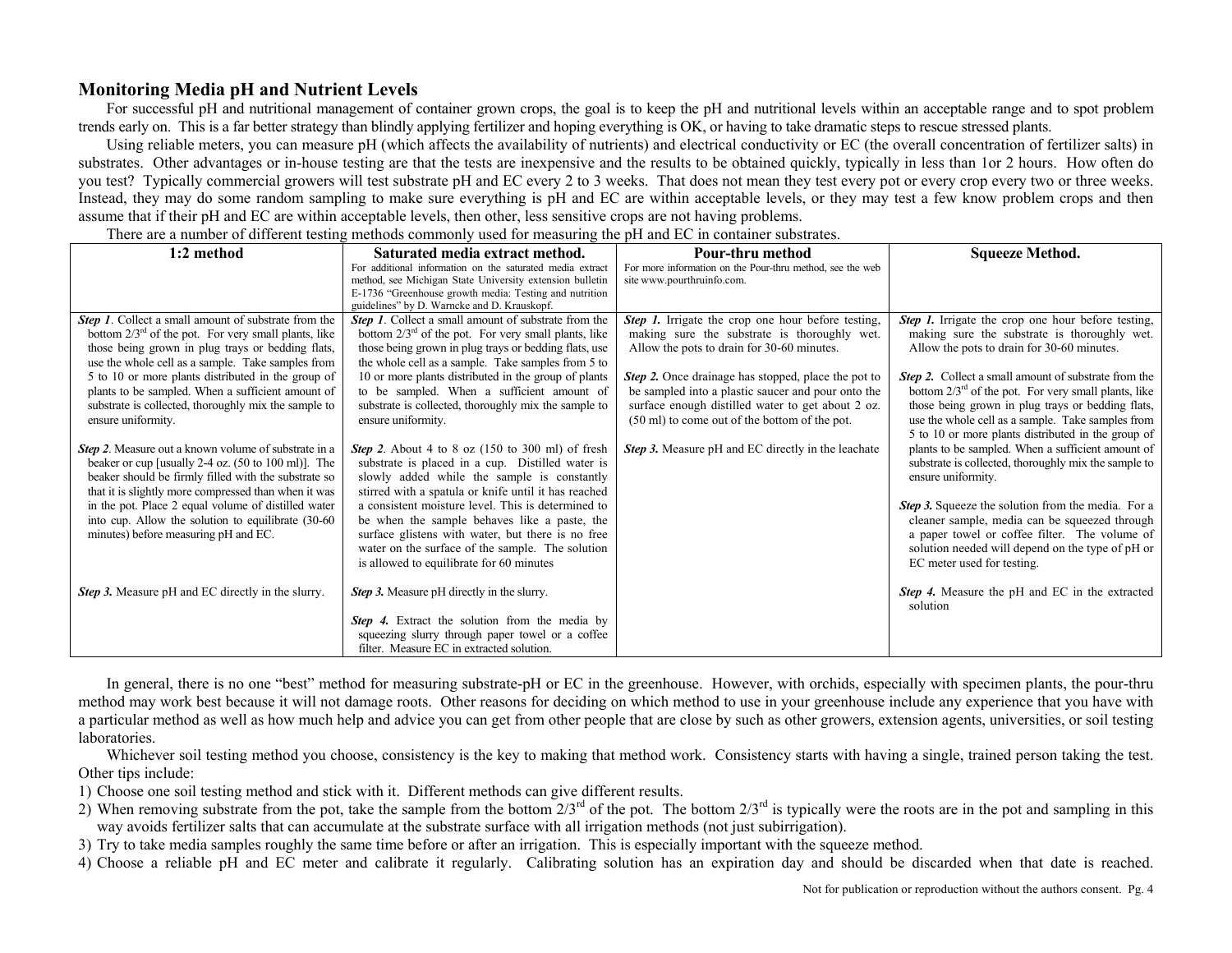## Monitoring Media pH and Nutrient Levels

For successful pH and nutritional management of container grown crops, the goal is to keep the pH and nutritional levels within an acceptable range and to spot problem trends early on. This is a far better strategy than blindly applying fertilizer and hoping everything is OK, or having to take dramatic steps to rescue stressed plants.

Using reliable meters, you can measure pH (which affects the availability of nutrients) and electrical conductivity or EC (the overall concentration of fertilizer salts) in substrates. Other advantages or in-house testing are that the tests are inexpensive and the results to be obtained quickly, typically in less than 1or 2 hours. How often do you test? Typically commercial growers will test substrate pH and EC every 2 to 3 weeks. That does not mean they test every pot or every crop every two or three weeks. Instead, they may do some random sampling to make sure everything is pH and EC are within acceptable levels, or they may test a few know problem crops and then assume that if their pH and EC are within acceptable levels, then other, less sensitive crops are not having problems.

There are a number of different testing methods commonly used for measuring the pH and EC in container substrates.

| 1:2 method | Saturated media extract method. For additional information on the saturated media extract method, see Michigan State University extension bulletin E-1736 "Greenhouse growth media: Testing and nutrition guidelines" by D. Warncke and D. Krauskopf. | Pour-thru method For more information on the Pour-thru method, see the web site www.pourthruinfo.com. | Squeeze Method. |
|---|---|---|---|
| ***Step 1***. Collect a small amount of substrate from the bottom 2/3rd of the pot. For very small plants, like those being grown in plug trays or bedding flats, use the whole cell as a sample. Take samples from 5 to 10 or more plants distributed in the group of plants to be sampled. When a sufficient amount of substrate is collected, thoroughly mix the sample to ensure uniformity.<br><br>***Step 2***. Measure out a known volume of substrate in a beaker or cup [usually 2-4 oz. (50 to 100 ml)]. The beaker should be firmly filled with the substrate so that it is slightly more compressed than when it was in the pot. Place 2 equal volume of distilled water into cup. Allow the solution to equilibrate (30-60 minutes) before measuring pH and EC.<br><br>***Step 3.*** Measure pH and EC directly in the slurry. | ***Step 1***. Collect a small amount of substrate from the bottom 2/3rd of the pot. For very small plants, like those being grown in plug trays or bedding flats, use the whole cell as a sample. Take samples from 5 to 10 or more plants distributed in the group of plants to be sampled. When a sufficient amount of substrate is collected, thoroughly mix the sample to ensure uniformity.<br><br>***Step 2***. About 4 to 8 oz (150 to 300 ml) of fresh substrate is placed in a cup. Distilled water is slowly added while the sample is constantly stirred with a spatula or knife until it has reached a consistent moisture level. This is determined to be when the sample behaves like a paste, the surface glistens with water, but there is no free water on the surface of the sample. The solution is allowed to equilibrate for 60 minutes<br><br>***Step 3.*** Measure pH directly in the slurry.<br><br>***Step 4.*** Extract the solution from the media by squeezing slurry through paper towel or a coffee filter. Measure EC in extracted solution. | ***Step 1.*** Irrigate the crop one hour before testing, making sure the substrate is thoroughly wet. Allow the pots to drain for 30-60 minutes.<br><br>***Step 2.*** Once drainage has stopped, place the pot to be sampled into a plastic saucer and pour onto the surface enough distilled water to get about 2 oz. (50 ml) to come out of the bottom of the pot.<br><br>***Step 3.*** Measure pH and EC directly in the leachate | ***Step 1.*** Irrigate the crop one hour before testing, making sure the substrate is thoroughly wet. Allow the pots to drain for 30-60 minutes.<br><br>***Step 2.*** Collect a small amount of substrate from the bottom 2/3rd of the pot. For very small plants, like those being grown in plug trays or bedding flats, use the whole cell as a sample. Take samples from 5 to 10 or more plants distributed in the group of plants to be sampled. When a sufficient amount of substrate is collected, thoroughly mix the sample to ensure uniformity.<br><br>***Step 3.*** Squeeze the solution from the media. For a cleaner sample, media can be squeezed through a paper towel or coffee filter. The volume of solution needed will depend on the type of pH or EC meter used for testing.<br><br>***Step 4.*** Measure the pH and EC in the extracted solution |

In general, there is no one "best" method for measuring substrate-pH or EC in the greenhouse. However, with orchids, especially with specimen plants, the pour-thru method may work best because it will not damage roots. Other reasons for deciding on which method to use in your greenhouse include any experience that you have with a particular method as well as how much help and advice you can get from other people that are close by such as other growers, extension agents, universities, or soil testing laboratories.

Whichever soil testing method you choose, consistency is the key to making that method work. Consistency starts with having a single, trained person taking the test. Other tips include:

1) Choose one soil testing method and stick with it. Different methods can give different results.
2) When removing substrate from the pot, take the sample from the bottom 2/3rd of the pot. The bottom 2/3rd is typically were the roots are in the pot and sampling in this way avoids fertilizer salts that can accumulate at the substrate surface with all irrigation methods (not just subirrigation).
3) Try to take media samples roughly the same time before or after an irrigation. This is especially important with the squeeze method.
4) Choose a reliable pH and EC meter and calibrate it regularly. Calibrating solution has an expiration day and should be discarded when that date is reached.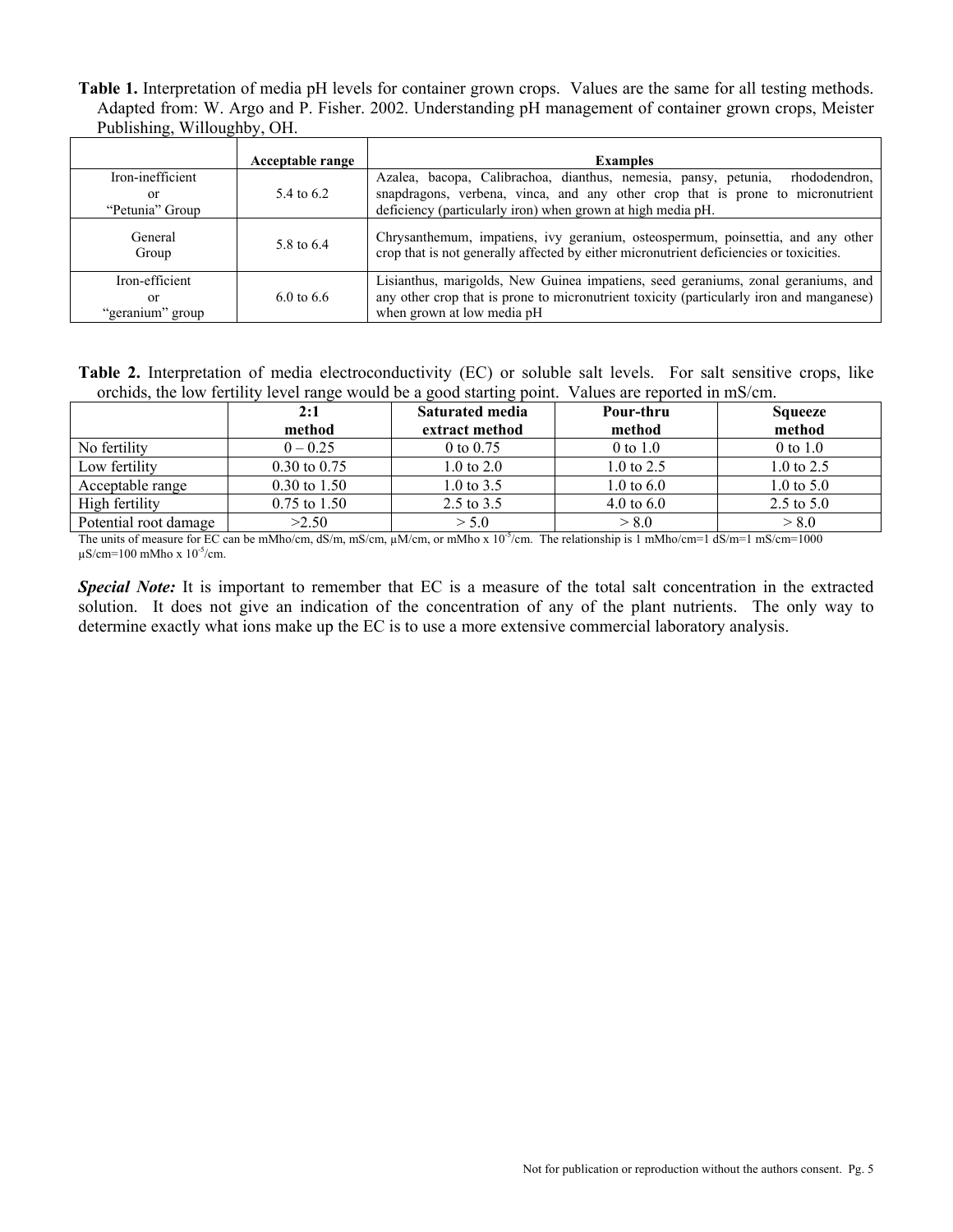**Table 1.** Interpretation of media pH levels for container grown crops. Values are the same for all testing methods. Adapted from: W. Argo and P. Fisher. 2002. Understanding pH management of container grown crops, Meister Publishing, Willoughby, OH.

| | Acceptable range | Examples |
|---|---|---|
| Iron-inefficient or "Petunia" Group | 5.4 to 6.2 | Azalea, bacopa, Calibrachoa, dianthus, nemesia, pansy, petunia, rhododendron, snapdragons, verbena, vinca, and any other crop that is prone to micronutrient deficiency (particularly iron) when grown at high media pH. |
| General Group | 5.8 to 6.4 | Chrysanthemum, impatiens, ivy geranium, osteospermum, poinsettia, and any other crop that is not generally affected by either micronutrient deficiencies or toxicities. |
| Iron-efficient or "geranium" group | 6.0 to 6.6 | Lisianthus, marigolds, New Guinea impatiens, seed geraniums, zonal geraniums, and any other crop that is prone to micronutrient toxicity (particularly iron and manganese) when grown at low media pH |

**Table 2.** Interpretation of media electroconductivity (EC) or soluble salt levels. For salt sensitive crops, like orchids, the low fertility level range would be a good starting point. Values are reported in mS/cm.

| | 2:1 method | Saturated media extract method | Pour-thru method | Squeeze method |
|---|---|---|---|---|
| No fertility | 0 – 0.25 | 0 to 0.75 | 0 to 1.0 | 0 to 1.0 |
| Low fertility | 0.30 to 0.75 | 1.0 to 2.0 | 1.0 to 2.5 | 1.0 to 2.5 |
| Acceptable range | 0.30 to 1.50 | 1.0 to 3.5 | 1.0 to 6.0 | 1.0 to 5.0 |
| High fertility | 0.75 to 1.50 | 2.5 to 3.5 | 4.0 to 6.0 | 2.5 to 5.0 |
| Potential root damage | >2.50 | > 5.0 | > 8.0 | > 8.0 |

The units of measure for EC can be mMho/cm, dS/m, mS/cm, µM/cm, or mMho x $10^{-5}$/cm. The relationship is 1 mMho/cm=1 dS/m=1 mS/cm=1000 µS/cm=100 mMho x $10^{-5}$/cm.

***Special Note:*** It is important to remember that EC is a measure of the total salt concentration in the extracted solution. It does not give an indication of the concentration of any of the plant nutrients. The only way to determine exactly what ions make up the EC is to use a more extensive commercial laboratory analysis.

Not for publication or reproduction without the authors consent.